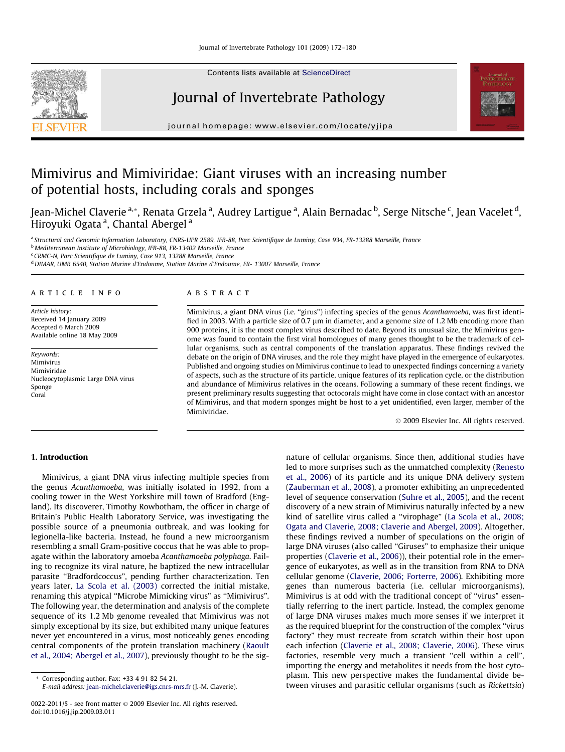# Mimivirus and Mimiviridae: Giant viruses with an increasing number of potential hosts, including corals and sponges

Jean-Michel Claverie [a,*], Renata Grzela [a], Audrey Lartigue [a], Alain Bernadac [b], Serge Nitsche [c], Jean Vacelet [d], Hiroyuki Ogata [a], Chantal Abergel [a]

[a] Structural and Genomic Information Laboratory, CNRS-UPR 2589, IFR-88, Parc Scientifique de Luminy, Case 934, FR-13288 Marseille, France
[b] Mediterranean Institute of Microbiology, IFR-88, FR-13402 Marseille, France
[c] CRMC-N, Parc Scientifique de Luminy, Case 913, 13288 Marseille, France
[d] DIMAR, UMR 6540, Station Marine d'Endoume, Station Marine d'Endoume, FR- 13007 Marseille, France

**ARTICLE INFO**

*Article history:*
Received 14 January 2009
Accepted 6 March 2009
Available online 18 May 2009

*Keywords:*
Mimivirus
Mimiviridae
Nucleocytoplasmic Large DNA virus
Sponge
Coral

**ABSTRACT**

Mimivirus, a giant DNA virus (i.e. "girus") infecting species of the genus *Acanthamoeba*, was first identified in 2003. With a particle size of 0.7 µm in diameter, and a genome size of 1.2 Mb encoding more than 900 proteins, it is the most complex virus described to date. Beyond its unusual size, the Mimivirus genome was found to contain the first viral homologues of many genes thought to be the trademark of cellular organisms, such as central components of the translation apparatus. These findings revived the debate on the origin of DNA viruses, and the role they might have played in the emergence of eukaryotes. Published and ongoing studies on Mimivirus continue to lead to unexpected findings concerning a variety of aspects, such as the structure of its particle, unique features of its replication cycle, or the distribution and abundance of Mimivirus relatives in the oceans. Following a summary of these recent findings, we present preliminary results suggesting that octocorals might have come in close contact with an ancestor of Mimivirus, and that modern sponges might be host to a yet unidentified, even larger, member of the Mimiviridae.

© 2009 Elsevier Inc. All rights reserved.

## 1. Introduction

Mimivirus, a giant DNA virus infecting multiple species from the genus *Acanthamoeba*, was initially isolated in 1992, from a cooling tower in the West Yorkshire mill town of Bradford (England). Its discoverer, Timothy Rowbotham, the officer in charge of Britain's Public Health Laboratory Service, was investigating the possible source of a pneumonia outbreak, and was looking for legionella-like bacteria. Instead, he found a new microorganism resembling a small Gram-positive coccus that he was able to propagate within the laboratory amoeba *Acanthamoeba polyphaga*. Failing to recognize its viral nature, he baptized the new intracellular parasite "Bradfordcoccus", pending further characterization. Ten years later, La Scola et al. (2003) corrected the initial mistake, renaming this atypical "Microbe Mimicking virus" as "Mimivirus". The following year, the determination and analysis of the complete sequence of its 1.2 Mb genome revealed that Mimivirus was not simply exceptional by its size, but exhibited many unique features never yet encountered in a virus, most noticeably genes encoding central components of the protein translation machinery (Raoult et al., 2004; Abergel et al., 2007), previously thought to be the signature of cellular organisms. Since then, additional studies have led to more surprises such as the unmatched complexity (Renesto et al., 2006) of its particle and its unique DNA delivery system (Zauberman et al., 2008), a promoter exhibiting an unprecedented level of sequence conservation (Suhre et al., 2005), and the recent discovery of a new strain of Mimivirus naturally infected by a new kind of satellite virus called a "virophage" (La Scola et al., 2008; Ogata and Claverie, 2008; Claverie and Abergel, 2009). Altogether, these findings revived a number of speculations on the origin of large DNA viruses (also called "Giruses" to emphasize their unique properties (Claverie et al., 2006)), their potential role in the emergence of eukaryotes, as well as in the transition from RNA to DNA cellular genome (Claverie, 2006; Forterre, 2006). Exhibiting more genes than numerous bacteria (i.e. cellular microorganisms), Mimivirus is at odd with the traditional concept of "virus" essentially referring to the inert particle. Instead, the complex genome of large DNA viruses makes much more senses if we interpret it as the required blueprint for the construction of the complex "virus factory" they must recreate from scratch within their host upon each infection (Claverie et al., 2008; Claverie, 2006). These virus factories, resemble very much a transient "cell within a cell", importing the energy and metabolites it needs from the host cytoplasm. This new perspective makes the fundamental divide between viruses and parasitic cellular organisms (such as *Rickettsia*)

* Corresponding author. Fax: +33 4 91 82 54 21.
*E-mail address:* jean-michel.claverie@igs.cnrs-mrs.fr (J.-M. Claverie).

0022-2011/$ - see front matter © 2009 Elsevier Inc. All rights reserved.
doi:10.1016/j.jip.2009.03.011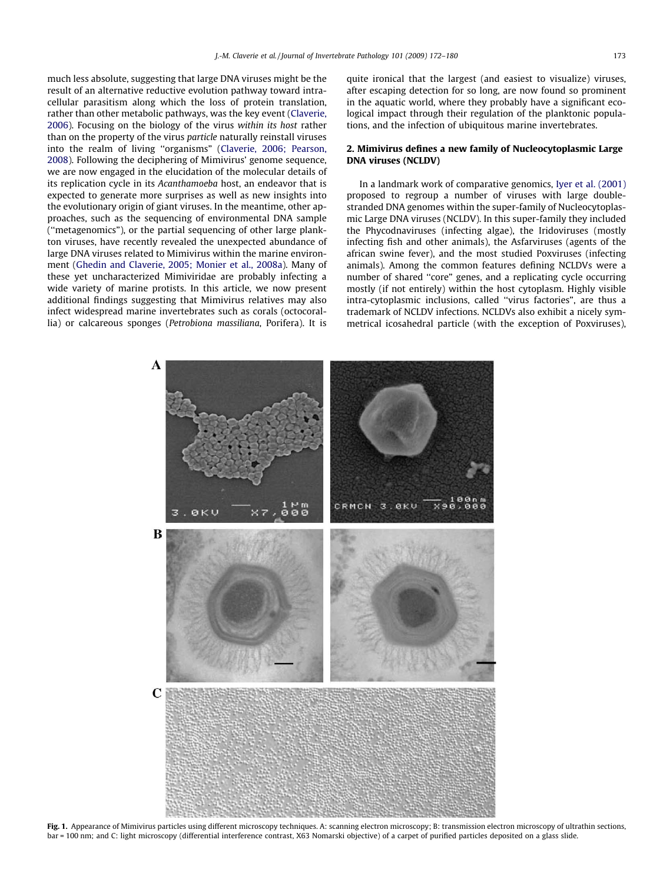much less absolute, suggesting that large DNA viruses might be the result of an alternative reductive evolution pathway toward intracellular parasitism along which the loss of protein translation, rather than other metabolic pathways, was the key event (Claverie, 2006). Focusing on the biology of the virus *within its host* rather than on the property of the virus *particle* naturally reinstall viruses into the realm of living "organisms" (Claverie, 2006; Pearson, 2008). Following the deciphering of Mimivirus' genome sequence, we are now engaged in the elucidation of the molecular details of its replication cycle in its *Acanthamoeba* host, an endeavor that is expected to generate more surprises as well as new insights into the evolutionary origin of giant viruses. In the meantime, other approaches, such as the sequencing of environmental DNA sample ("metagenomics"), or the partial sequencing of other large plankton viruses, have recently revealed the unexpected abundance of large DNA viruses related to Mimivirus within the marine environment (Ghedin and Claverie, 2005; Monier et al., 2008a). Many of these yet uncharacterized Mimiviridae are probably infecting a wide variety of marine protists. In this article, we now present additional findings suggesting that Mimivirus relatives may also infect widespread marine invertebrates such as corals (octocorallia) or calcareous sponges (*Petrobiona massiliana*, Porifera). It is quite ironical that the largest (and easiest to visualize) viruses, after escaping detection for so long, are now found so prominent in the aquatic world, where they probably have a significant ecological impact through their regulation of the planktonic populations, and the infection of ubiquitous marine invertebrates.

## 2. Mimivirus defines a new family of Nucleocytoplasmic Large DNA viruses (NCLDV)

In a landmark work of comparative genomics, Iyer et al. (2001) proposed to regroup a number of viruses with large double-stranded DNA genomes within the super-family of Nucleocytoplasmic Large DNA viruses (NCLDV). In this super-family they included the Phycodnaviruses (infecting algae), the Iridoviruses (mostly infecting fish and other animals), the Asfarviruses (agents of the african swine fever), and the most studied Poxviruses (infecting animals). Among the common features defining NCLDVs were a number of shared "core" genes, and a replicating cycle occurring mostly (if not entirely) within the host cytoplasm. Highly visible intra-cytoplasmic inclusions, called "virus factories", are thus a trademark of NCLDV infections. NCLDVs also exhibit a nicely symmetrical icosahedral particle (with the exception of Poxviruses),

**Fig. 1.** Appearance of Mimivirus particles using different microscopy techniques. A: scanning electron microscopy; B: transmission electron microscopy of ultrathin sections, bar = 100 nm; and C: light microscopy (differential interference contrast, X63 Nomarski objective) of a carpet of purified particles deposited on a glass slide.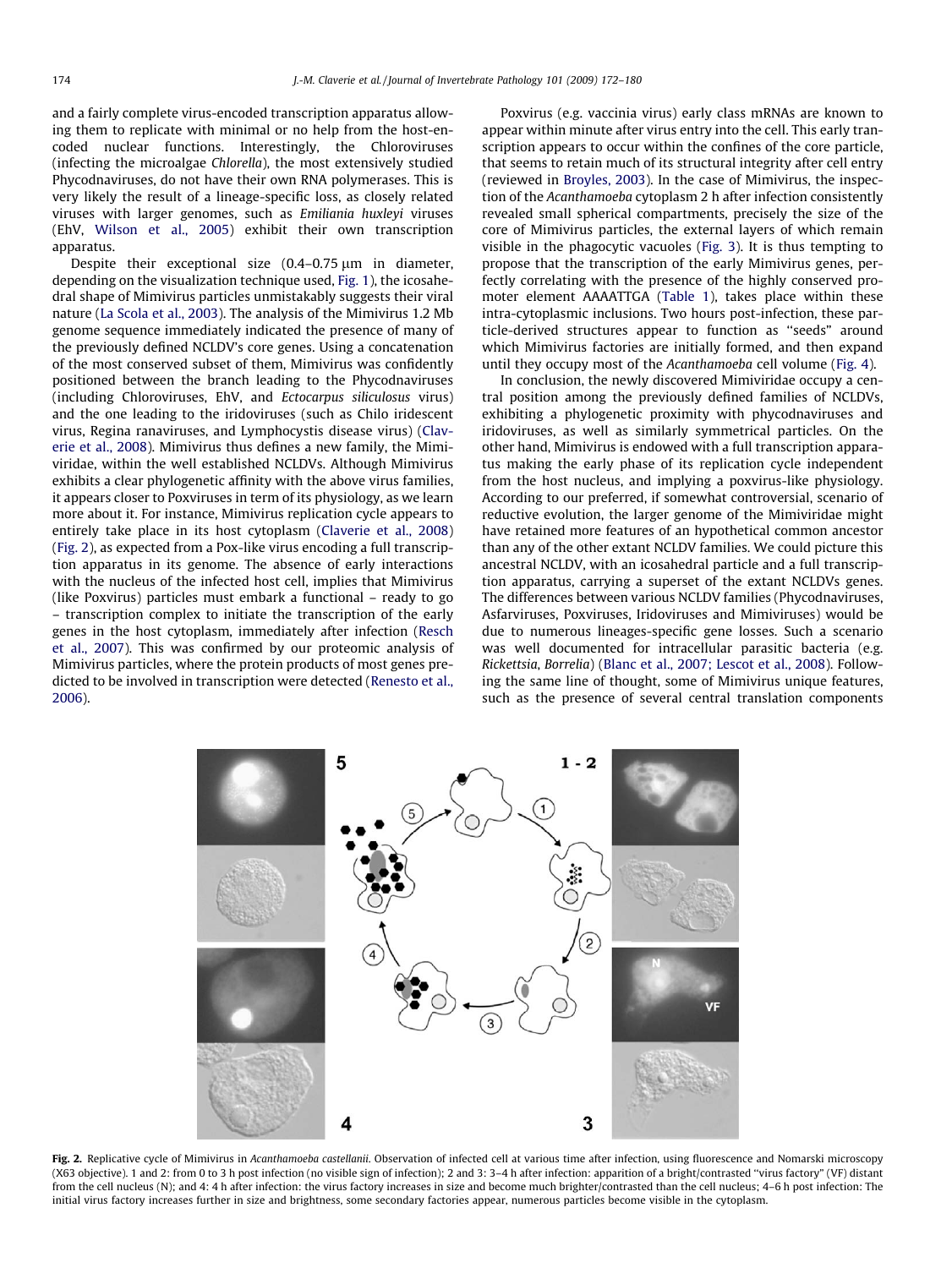and a fairly complete virus-encoded transcription apparatus allowing them to replicate with minimal or no help from the host-encoded nuclear functions. Interestingly, the Chloroviruses (infecting the microalgae *Chlorella*), the most extensively studied Phycodnaviruses, do not have their own RNA polymerases. This is very likely the result of a lineage-specific loss, as closely related viruses with larger genomes, such as *Emiliania huxleyi* viruses (EhV, Wilson et al., 2005) exhibit their own transcription apparatus.

Despite their exceptional size (0.4–0.75 μm in diameter, depending on the visualization technique used, Fig. 1), the icosahedral shape of Mimivirus particles unmistakably suggests their viral nature (La Scola et al., 2003). The analysis of the Mimivirus 1.2 Mb genome sequence immediately indicated the presence of many of the previously defined NCLDV's core genes. Using a concatenation of the most conserved subset of them, Mimivirus was confidently positioned between the branch leading to the Phycodnaviruses (including Chloroviruses, EhV, and *Ectocarpus siliculosus* virus) and the one leading to the iridoviruses (such as Chilo iridescent virus, Regina ranaviruses, and Lymphocystis disease virus) (Claverie et al., 2008). Mimivirus thus defines a new family, the Mimiviridae, within the well established NCLDVs. Although Mimivirus exhibits a clear phylogenetic affinity with the above virus families, it appears closer to Poxviruses in term of its physiology, as we learn more about it. For instance, Mimivirus replication cycle appears to entirely take place in its host cytoplasm (Claverie et al., 2008) (Fig. 2), as expected from a Pox-like virus encoding a full transcription apparatus in its genome. The absence of early interactions with the nucleus of the infected host cell, implies that Mimivirus (like Poxvirus) particles must embark a functional – ready to go – transcription complex to initiate the transcription of the early genes in the host cytoplasm, immediately after infection (Resch et al., 2007). This was confirmed by our proteomic analysis of Mimivirus particles, where the protein products of most genes predicted to be involved in transcription were detected (Renesto et al., 2006).

Poxvirus (e.g. vaccinia virus) early class mRNAs are known to appear within minute after virus entry into the cell. This early transcription appears to occur within the confines of the core particle, that seems to retain much of its structural integrity after cell entry (reviewed in Broyles, 2003). In the case of Mimivirus, the inspection of the *Acanthamoeba* cytoplasm 2 h after infection consistently revealed small spherical compartments, precisely the size of the core of Mimivirus particles, the external layers of which remain visible in the phagocytic vacuoles (Fig. 3). It is thus tempting to propose that the transcription of the early Mimivirus genes, perfectly correlating with the presence of the highly conserved promoter element AAAATTGA (Table 1), takes place within these intra-cytoplasmic inclusions. Two hours post-infection, these particle-derived structures appear to function as "seeds" around which Mimivirus factories are initially formed, and then expand until they occupy most of the *Acanthamoeba* cell volume (Fig. 4).

In conclusion, the newly discovered Mimiviridae occupy a central position among the previously defined families of NCLDVs, exhibiting a phylogenetic proximity with phycodnaviruses and iridoviruses, as well as similarly symmetrical particles. On the other hand, Mimivirus is endowed with a full transcription apparatus making the early phase of its replication cycle independent from the host nucleus, and implying a poxvirus-like physiology. According to our preferred, if somewhat controversial, scenario of reductive evolution, the larger genome of the Mimiviridae might have retained more features of an hypothetical common ancestor than any of the other extant NCLDV families. We could picture this ancestral NCLDV, with an icosahedral particle and a full transcription apparatus, carrying a superset of the extant NCLDVs genes. The differences between various NCLDV families (Phycodnaviruses, Asfarviruses, Poxviruses, Iridoviruses and Mimiviruses) would be due to numerous lineages-specific gene losses. Such a scenario was well documented for intracellular parasitic bacteria (e.g. *Rickettsia*, *Borrelia*) (Blanc et al., 2007; Lescot et al., 2008). Following the same line of thought, some of Mimivirus unique features, such as the presence of several central translation components

**Fig. 2.** Replicative cycle of Mimivirus in *Acanthamoeba castellanii*. Observation of infected cell at various time after infection, using fluorescence and Nomarski microscopy (X63 objective). 1 and 2: from 0 to 3 h post infection (no visible sign of infection); 2 and 3: 3–4 h after infection: apparition of a bright/contrasted "virus factory" (VF) distant from the cell nucleus (N); and 4: 4 h after infection: the virus factory increases in size and become much brighter/contrasted than the cell nucleus; 4–6 h post infection: The initial virus factory increases further in size and brightness, some secondary factories appear, numerous particles become visible in the cytoplasm.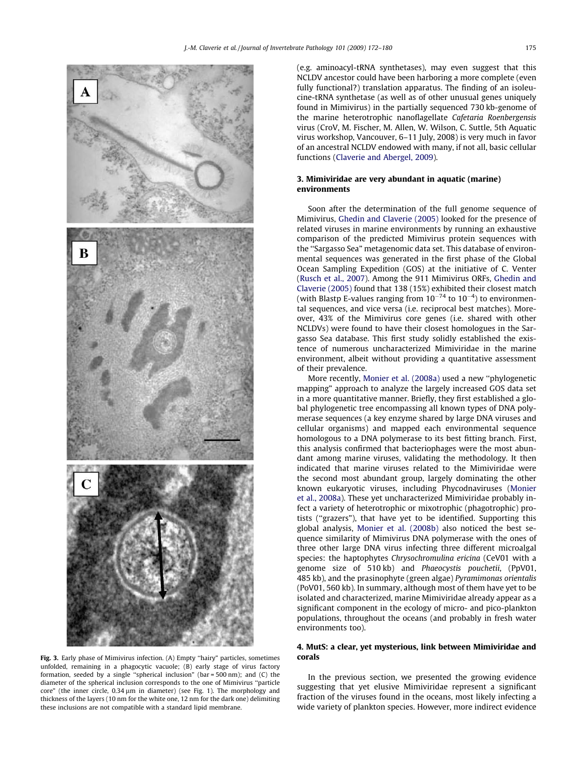Fig. 3. Early phase of Mimivirus infection. (A) Empty "hairy" particles, sometimes unfolded, remaining in a phagocytic vacuole; (B) early stage of virus factory formation, seeded by a single "spherical inclusion" (bar = 500 nm); and (C) the diameter of the spherical inclusion corresponds to the one of Mimivirus "particle core" (the inner circle, 0.34 µm in diameter) (see Fig. 1). The morphology and thickness of the layers (10 nm for the white one, 12 nm for the dark one) delimiting these inclusions are not compatible with a standard lipid membrane.

(e.g. aminoacyl-tRNA synthetases), may even suggest that this NCLDV ancestor could have been harboring a more complete (even fully functional?) translation apparatus. The finding of an isoleucine-tRNA synthetase (as well as of other unusual genes uniquely found in Mimivirus) in the partially sequenced 730 kb-genome of the marine heterotrophic nanoflagellate *Cafetaria Roenbergensis* virus (CroV, M. Fischer, M. Allen, W. Wilson, C. Suttle, 5th Aquatic virus workshop, Vancouver, 6–11 July, 2008) is very much in favor of an ancestral NCLDV endowed with many, if not all, basic cellular functions (Claverie and Abergel, 2009).

## 3. Mimiviridae are very abundant in aquatic (marine) environments

Soon after the determination of the full genome sequence of Mimivirus, Ghedin and Claverie (2005) looked for the presence of related viruses in marine environments by running an exhaustive comparison of the predicted Mimivirus protein sequences with the "Sargasso Sea" metagenomic data set. This database of environmental sequences was generated in the first phase of the Global Ocean Sampling Expedition (GOS) at the initiative of C. Venter (Rusch et al., 2007). Among the 911 Mimivirus ORFs, Ghedin and Claverie (2005) found that 138 (15%) exhibited their closest match (with Blastp E-values ranging from $10^{-74}$ to $10^{-4}$) to environmental sequences, and vice versa (i.e. reciprocal best matches). Moreover, 43% of the Mimivirus core genes (i.e. shared with other NCLDVs) were found to have their closest homologues in the Sargasso Sea database. This first study solidly established the existence of numerous uncharacterized Mimiviridae in the marine environment, albeit without providing a quantitative assessment of their prevalence.

More recently, Monier et al. (2008a) used a new "phylogenetic mapping" approach to analyze the largely increased GOS data set in a more quantitative manner. Briefly, they first established a global phylogenetic tree encompassing all known types of DNA polymerase sequences (a key enzyme shared by large DNA viruses and cellular organisms) and mapped each environmental sequence homologous to a DNA polymerase to its best fitting branch. First, this analysis confirmed that bacteriophages were the most abundant among marine viruses, validating the methodology. It then indicated that marine viruses related to the Mimiviridae were the second most abundant group, largely dominating the other known eukaryotic viruses, including Phycodnaviruses (Monier et al., 2008a). These yet uncharacterized Mimiviridae probably infect a variety of heterotrophic or mixotrophic (phagotrophic) protists ("grazers"), that have yet to be identified. Supporting this global analysis, Monier et al. (2008b) also noticed the best sequence similarity of Mimivirus DNA polymerase with the ones of three other large DNA virus infecting three different microalgal species: the haptophytes *Chrysochromulina ericina* (CeV01 with a genome size of 510 kb) and *Phaeocystis pouchetii*, (PpV01, 485 kb), and the prasinophyte (green algae) *Pyramimonas orientalis* (PoV01, 560 kb). In summary, although most of them have yet to be isolated and characterized, marine Mimiviridae already appear as a significant component in the ecology of micro- and pico-plankton populations, throughout the oceans (and probably in fresh water environments too).

## 4. MutS: a clear, yet mysterious, link between Mimiviridae and corals

In the previous section, we presented the growing evidence suggesting that yet elusive Mimiviridae represent a significant fraction of the viruses found in the oceans, most likely infecting a wide variety of plankton species. However, more indirect evidence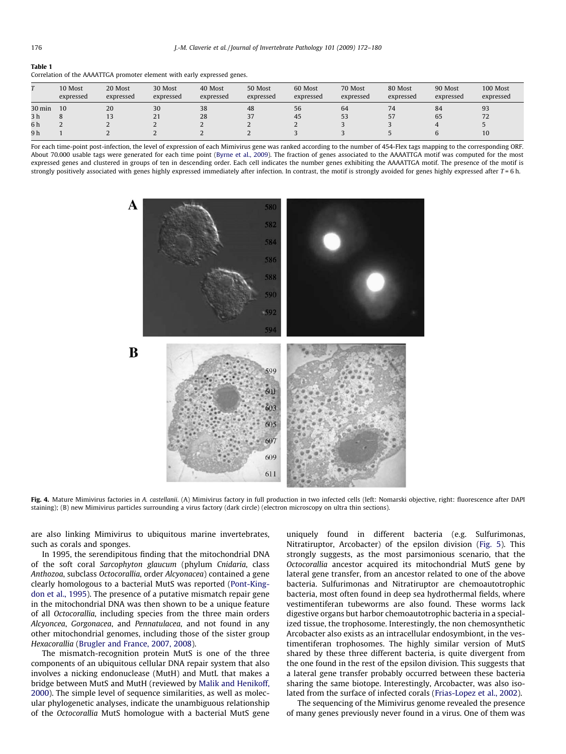**Table 1**
Correlation of the AAAATTGA promoter element with early expressed genes.

| *T* | 10 Most expressed | 20 Most expressed | 30 Most expressed | 40 Most expressed | 50 Most expressed | 60 Most expressed | 70 Most expressed | 80 Most expressed | 90 Most expressed | 100 Most expressed |
|---|---|---|---|---|---|---|---|---|---|---|
| 30 min | 10 | 20 | 30 | 38 | 48 | 56 | 64 | 74 | 84 | 93 |
| 3 h | 8 | 13 | 21 | 28 | 37 | 45 | 53 | 57 | 65 | 72 |
| 6 h | 2 | 2 | 2 | 2 | 2 | 2 | 3 | 3 | 4 | 5 |
| 9 h | 1 | 2 | 2 | 2 | 2 | 3 | 3 | 5 | 6 | 10 |

For each time-point post-infection, the level of expression of each Mimivirus gene was ranked according to the number of 454-Flex tags mapping to the corresponding ORF. About 70.000 usable tags were generated for each time point (Byrne et al., 2009). The fraction of genes associated to the AAAATTGA motif was computed for the most expressed genes and clustered in groups of ten in descending order. Each cell indicates the number genes exhibiting the AAAATTGA motif. The presence of the motif is strongly positively associated with genes highly expressed immediately after infection. In contrast, the motif is strongly avoided for genes highly expressed after $T = 6$ h.

**Fig. 4.** Mature Mimivirus factories in *A. castellanii*. (A) Mimivirus factory in full production in two infected cells (left: Nomarski objective, right: fluorescence after DAPI staining); (B) new Mimivirus particles surrounding a virus factory (dark circle) (electron microscopy on ultra thin sections).

are also linking Mimivirus to ubiquitous marine invertebrates, such as corals and sponges.

In 1995, the serendipitous finding that the mitochondrial DNA of the soft coral *Sarcophyton glaucum* (phylum *Cnidaria*, class *Anthozoa*, subclass *Octocorallia*, order *Alcyonacea*) contained a gene clearly homologous to a bacterial MutS was reported (Pont-Kingdon et al., 1995). The presence of a putative mismatch repair gene in the mitochondrial DNA was then shown to be a unique feature of all *Octocorallia*, including species from the three main orders *Alcyoncea*, *Gorgonacea*, and *Pennatulacea*, and not found in any other mitochondrial genomes, including those of the sister group *Hexacorallia* (Brugler and France, 2007, 2008).

The mismatch-recognition protein MutS is one of the three components of an ubiquitous cellular DNA repair system that also involves a nicking endonuclease (MutH) and MutL that makes a bridge between MutS and MutH (reviewed by Malik and Henikoff, 2000). The simple level of sequence similarities, as well as molecular phylogenetic analyses, indicate the unambiguous relationship of the *Octocorallia* MutS homologue with a bacterial MutS gene uniquely found in different bacteria (e.g. Sulfurimonas, Nitratiruptor, Arcobacter) of the epsilon division (Fig. 5). This strongly suggests, as the most parsimonious scenario, that the *Octocorallia* ancestor acquired its mitochondrial MutS gene by lateral gene transfer, from an ancestor related to one of the above bacteria. Sulfurimonas and Nitratiruptor are chemoautotrophic bacteria, most often found in deep sea hydrothermal fields, where vestimentiferan tubeworms are also found. These worms lack digestive organs but harbor chemoautotrophic bacteria in a specialized tissue, the trophosome. Interestingly, the non chemosynthetic Arcobacter also exists as an intracellular endosymbiont, in the vestimentiferan trophosomes. The highly similar version of MutS shared by these three different bacteria, is quite divergent from the one found in the rest of the epsilon division. This suggests that a lateral gene transfer probably occurred between these bacteria sharing the same biotope. Interestingly, Arcobacter, was also isolated from the surface of infected corals (Frias-Lopez et al., 2002).

The sequencing of the Mimivirus genome revealed the presence of many genes previously never found in a virus. One of them was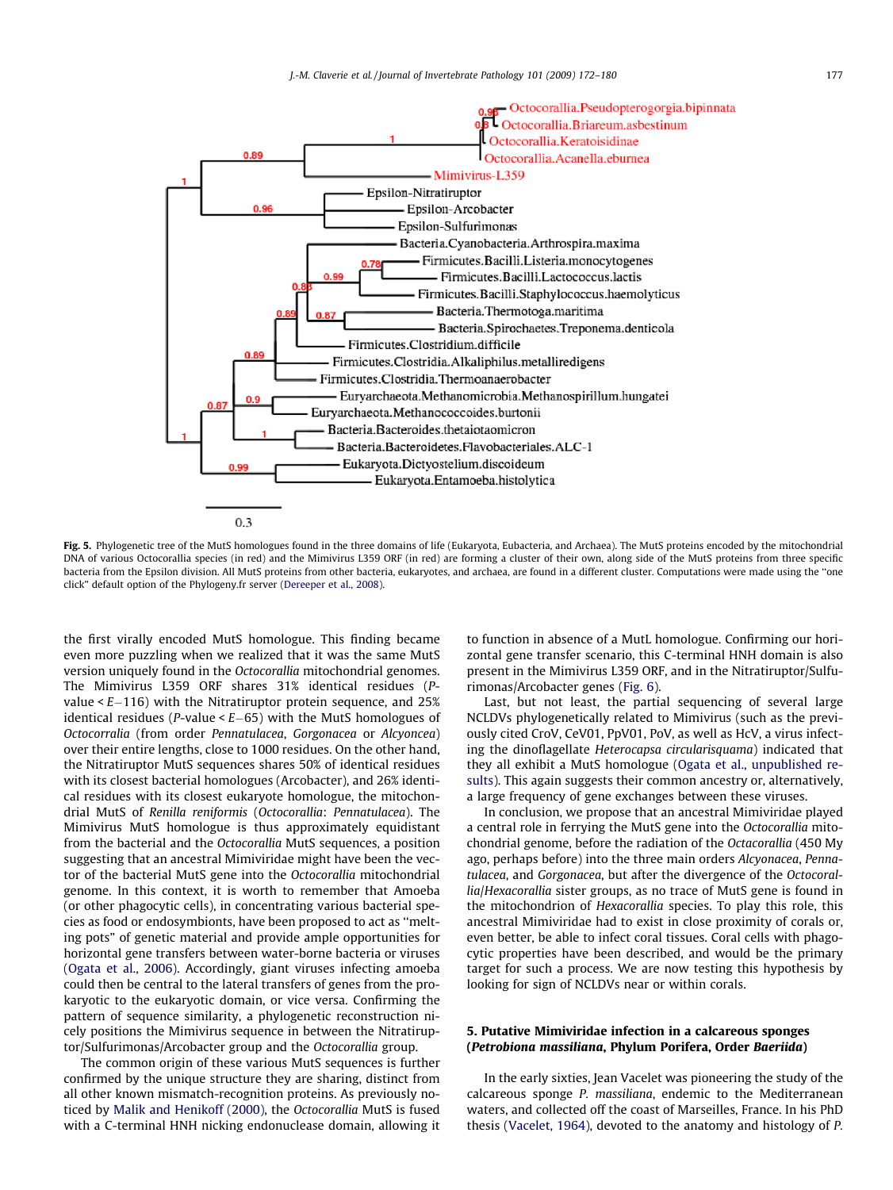**Fig. 5.** Phylogenetic tree of the MutS homologues found in the three domains of life (Eukaryota, Eubacteria, and Archaea). The MutS proteins encoded by the mitochondrial DNA of various Octocorallia species (in red) and the Mimivirus L359 ORF (in red) are forming a cluster of their own, along side of the MutS proteins from three specific bacteria from the Epsilon division. All MutS proteins from other bacteria, eukaryotes, and archaea, are found in a different cluster. Computations were made using the "one click" default option of the Phylogeny.fr server (Dereeper et al., 2008).

the first virally encoded MutS homologue. This finding became even more puzzling when we realized that it was the same MutS version uniquely found in the *Octocorallia* mitochondrial genomes. The Mimivirus L359 ORF shares 31% identical residues (*P*-value < *E*−116) with the Nitratiruptor protein sequence, and 25% identical residues (*P*-value < *E*−65) with the MutS homologues of *Octocorralia* (from order *Pennatulacea*, *Gorgonacea* or *Alcyonacea*) over their entire lengths, close to 1000 residues. On the other hand, the Nitratiruptor MutS sequences shares 50% of identical residues with its closest bacterial homologues (Arcobacter), and 26% identical residues with its closest eukaryote homologue, the mitochondrial MutS of *Renilla reniformis* (*Octocorallia*: *Pennatulacea*). The Mimivirus MutS homologue is thus approximately equidistant from the bacterial and the *Octocorallia* MutS sequences, a position suggesting that an ancestral Mimiviridae might have been the vector of the bacterial MutS gene into the *Octocorallia* mitochondrial genome. In this context, it is worth to remember that Amoeba (or other phagocytic cells), in concentrating various bacterial species as food or endosymbionts, have been proposed to act as "melting pots" of genetic material and provide ample opportunities for horizontal gene transfers between water-borne bacteria or viruses (Ogata et al., 2006). Accordingly, giant viruses infecting amoeba could then be central to the lateral transfers of genes from the prokaryotic to the eukaryotic domain, or vice versa. Confirming the pattern of sequence similarity, a phylogenetic reconstruction nicely positions the Mimivirus sequence in between the Nitratiruptor/Sulfurimonas/Arcobacter group and the *Octocorallia* group.

The common origin of these various MutS sequences is further confirmed by the unique structure they are sharing, distinct from all other known mismatch-recognition proteins. As previously noticed by Malik and Henikoff (2000), the *Octocorallia* MutS is fused with a C-terminal HNH nicking endonuclease domain, allowing it to function in absence of a MutL homologue. Confirming our horizontal gene transfer scenario, this C-terminal HNH domain is also present in the Mimivirus L359 ORF, and in the Nitratiruptor/Sulfurimonas/Arcobacter genes (Fig. 6).

Last, but not least, the partial sequencing of several large NCLDVs phylogenetically related to Mimivirus (such as the previously cited CroV, CeV01, PpV01, PoV, as well as HcV, a virus infecting the dinoflagellate *Heterocapsa circularisquama*) indicated that they all exhibit a MutS homologue (Ogata et al., unpublished results). This again suggests their common ancestry or, alternatively, a large frequency of gene exchanges between these viruses.

In conclusion, we propose that an ancestral Mimiviridae played a central role in ferrying the MutS gene into the *Octocorallia* mitochondrial genome, before the radiation of the *Octacorallia* (450 My ago, perhaps before) into the three main orders *Alcyonacea*, *Pennatulacea*, and *Gorgonacea*, but after the divergence of the *Octocorallia*/*Hexacorallia* sister groups, as no trace of MutS gene is found in the mitochondrion of *Hexacorallia* species. To play this role, this ancestral Mimiviridae had to exist in close proximity of corals or, even better, be able to infect coral tissues. Coral cells with phagocytic properties have been described, and would be the primary target for such a process. We are now testing this hypothesis by looking for sign of NCLDVs near or within corals.

## 5. Putative Mimiviridae infection in a calcareous sponges (*Petrobiona massiliana*, Phylum Porifera, Order *Baeriida*)

In the early sixties, Jean Vacelet was pioneering the study of the calcareous sponge *P. massiliana*, endemic to the Mediterranean waters, and collected off the coast of Marseilles, France. In his PhD thesis (Vacelet, 1964), devoted to the anatomy and histology of *P.*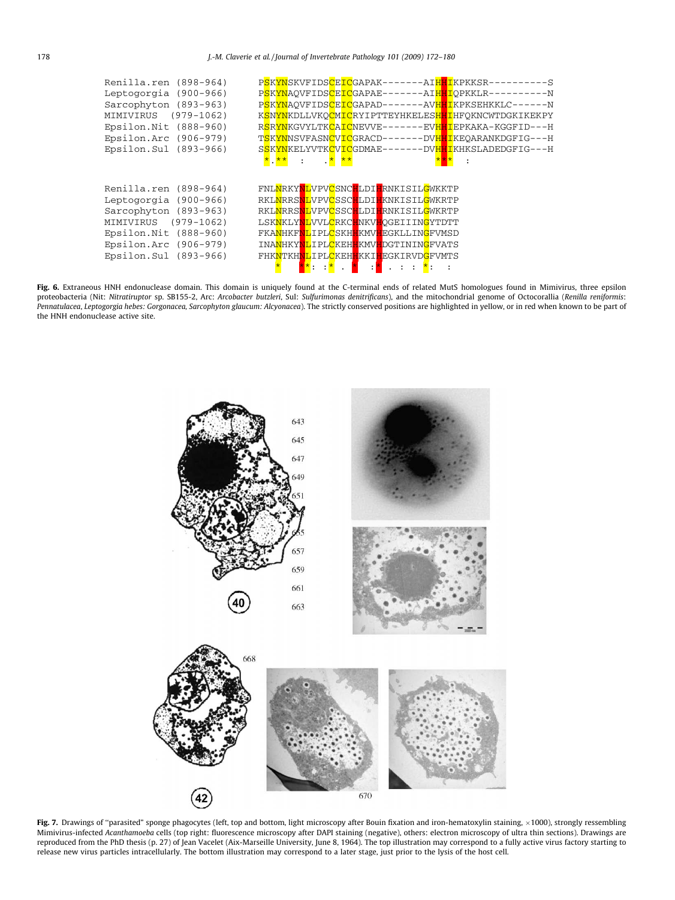```
Renilla.ren (898-964)     PSKYNSKVFIDSCEICGAPAK-------AIHRIKPKKSR----------S
Leptogorgia (900-966)     PSKYNAQVFIDSCEICGAPAE-------AIHRIQPKKLR----------N
Sarcophyton (893-963)     PSKYNAQVFIDSCEICGAPAD-------AVHRIKPKSEHKKLC------N
MIMIVIRUS   (979-1062)    KSNYNKDLLVKQCMICRYIPTTEYHKELESHRIHFQKNCWTDGKIKEKPY
Epsilon.Nit (888-960)     RSRYNKGVYLTKCAICNEVVE-------EVHHIEPKAKA-KGGFID---H
Epsilon.Arc (906-979)     TSKYNNSVFASNCVICGRACD-------DVHHIKEQARANKDGFIG---H
Epsilon.Sul (893-966)     SSKYNKELYVTKCVICGDMAE-------DVHHIKHKSLADEDGFIG---H
                           *.**   :    .* **              ***  :

Renilla.ren (898-964)     FNLNRKYNLVPVCSNCHLDIHRNKISILGWKKTP
Leptogorgia (900-966)     RKLNRRSNLVPVCSSCHLDIHKNKISILGWKRTP
Sarcophyton (893-963)     RKLNRRSNLVPVCSSCHLDIHRNKISILGWKRTP
MIMIVIRUS   (979-1062)    LSKNKLYNLVVLCRKCHNKVHQGEIIINGYTDTT
Epsilon.Nit (888-960)     FKANHKFNLIPLCSKHHKMVHEGKLLINGFVMSD
Epsilon.Arc (906-979)     INANHKYNLIPLCKEHHKMVHDGTININGFVATS
Epsilon.Sul (893-966)     FHKNTKHNLIPLCKEHHKKIHEGKIRVDGFVMTS
                             *   **: :* .  *  :* . : : *:   :
```

**Fig. 6.** Extraneous HNH endonuclease domain. This domain is uniquely found at the C-terminal ends of related MutS homologues found in Mimivirus, three epsilon proteobacteria (Nit: *Nitratiruptor* sp. SB155-2, Arc: *Arcobacter butzleri*, Sul: *Sulfurimonas denitrificans*), and the mitochondrial genome of Octocorallia (*Renilla reniformis*: *Pennatulacea*, *Leptogorgia hebes: Gorgonacea, Sarcophyton glaucum: Alcyonacea*). The strictly conserved positions are highlighted in yellow, or in red when known to be part of the HNH endonuclease active site.

**Fig. 7.** Drawings of "parasited" sponge phagocytes (left, top and bottom, light microscopy after Bouin fixation and iron-hematoxylin staining, ×1000), strongly ressembling Mimivirus-infected *Acanthamoeba* cells (top right: fluorescence microscopy after DAPI staining (negative), others: electron microscopy of ultra thin sections). Drawings are reproduced from the PhD thesis (p. 27) of Jean Vacelet (Aix-Marseille University, June 8, 1964). The top illustration may correspond to a fully active virus factory starting to release new virus particles intracellularly. The bottom illustration may correspond to a later stage, just prior to the lysis of the host cell.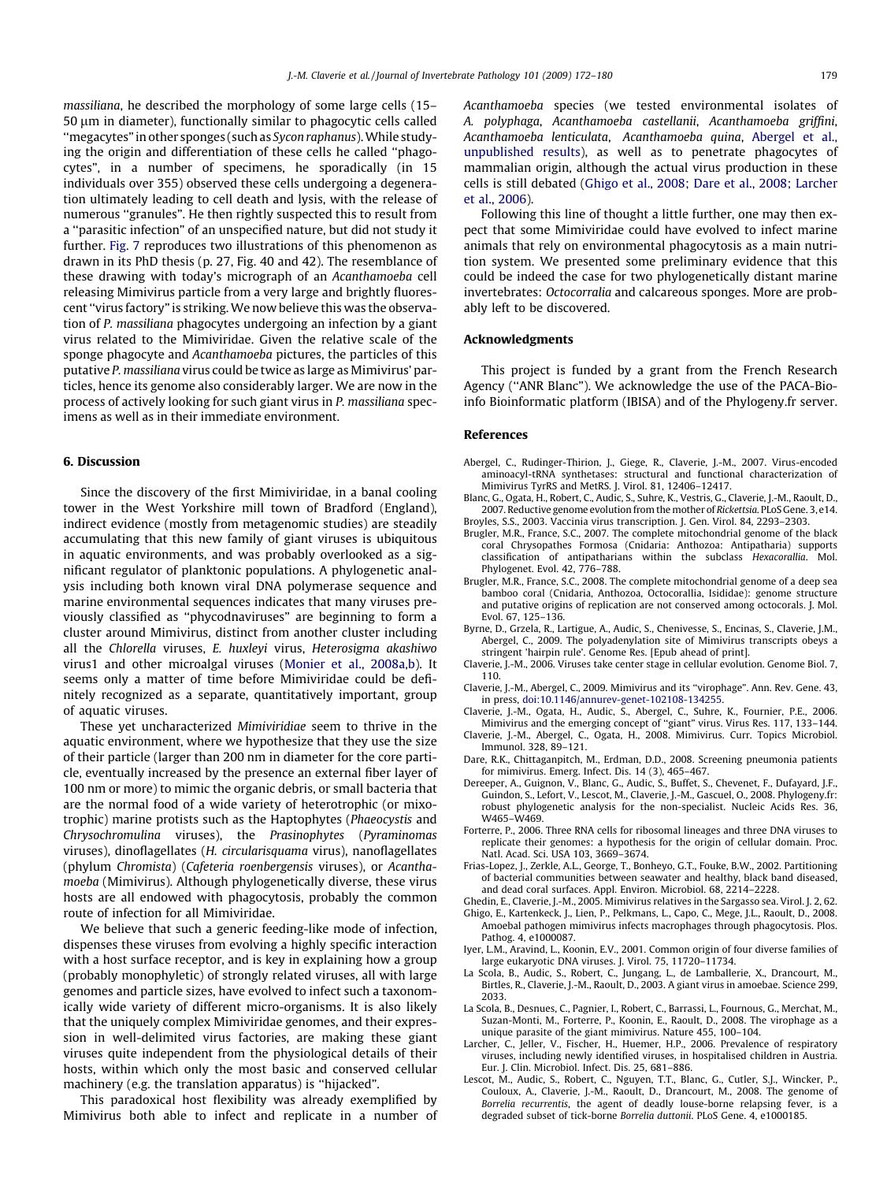*massiliana*, he described the morphology of some large cells (15–50 μm in diameter), functionally similar to phagocytic cells called "megacytes" in other sponges (such as *Sycon raphanus*). While studying the origin and differentiation of these cells he called "phagocytes", in a number of specimens, he sporadically (in 15 individuals over 355) observed these cells undergoing a degeneration ultimately leading to cell death and lysis, with the release of numerous "granules". He then rightly suspected this to result from a "parasitic infection" of an unspecified nature, but did not study it further. Fig. 7 reproduces two illustrations of this phenomenon as drawn in its PhD thesis (p. 27, Fig. 40 and 42). The resemblance of these drawing with today's micrograph of an *Acanthamoeba* cell releasing Mimivirus particle from a very large and brightly fluorescent "virus factory" is striking. We now believe this was the observation of *P. massiliana* phagocytes undergoing an infection by a giant virus related to the Mimiviridae. Given the relative scale of the sponge phagocyte and *Acanthamoeba* pictures, the particles of this putative *P. massiliana* virus could be twice as large as Mimivirus' particles, hence its genome also considerably larger. We are now in the process of actively looking for such giant virus in *P. massiliana* specimens as well as in their immediate environment.

## 6. Discussion

Since the discovery of the first Mimiviridae, in a banal cooling tower in the West Yorkshire mill town of Bradford (England), indirect evidence (mostly from metagenomic studies) are steadily accumulating that this new family of giant viruses is ubiquitous in aquatic environments, and was probably overlooked as a significant regulator of planktonic populations. A phylogenetic analysis including both known viral DNA polymerase sequence and marine environmental sequences indicates that many viruses previously classified as "phycodnaviruses" are beginning to form a cluster around Mimivirus, distinct from another cluster including all the *Chlorella* viruses, *E. huxleyi* virus, *Heterosigma akashiwo* virus1 and other microalgal viruses (Monier et al., 2008a,b). It seems only a matter of time before Mimiviridae could be definitely recognized as a separate, quantitatively important, group of aquatic viruses.

These yet uncharacterized *Mimiviridiae* seem to thrive in the aquatic environment, where we hypothesize that they use the size of their particle (larger than 200 nm in diameter for the core particle, eventually increased by the presence an external fiber layer of 100 nm or more) to mimic the organic debris, or small bacteria that are the normal food of a wide variety of heterotrophic (or mixotrophic) marine protists such as the Haptophytes (*Phaeocystis* and *Chrysochromulina* viruses), the *Prasinophytes* (*Pyraminomas* viruses), dinoflagellates (*H. circularisquama* virus), nanoflagellates (phylum *Chromista*) (*Cafeteria roenbergensis* viruses), or *Acanthamoeba* (Mimivirus). Although phylogenetically diverse, these virus hosts are all endowed with phagocytosis, probably the common route of infection for all Mimiviridae.

We believe that such a generic feeding-like mode of infection, dispenses these viruses from evolving a highly specific interaction with a host surface receptor, and is key in explaining how a group (probably monophyletic) of strongly related viruses, all with large genomes and particle sizes, have evolved to infect such a taxonomically wide variety of different micro-organisms. It is also likely that the uniquely complex Mimiviridae genomes, and their expression in well-delimited virus factories, are making these giant viruses quite independent from the physiological details of their hosts, within which only the most basic and conserved cellular machinery (e.g. the translation apparatus) is "hijacked".

This paradoxical host flexibility was already exemplified by Mimivirus both able to infect and replicate in a number of *Acanthamoeba* species (we tested environmental isolates of *A. polyphaga*, *Acanthamoeba castellanii*, *Acanthamoeba griffini*, *Acanthamoeba lenticulata*, *Acanthamoeba quina*, Abergel et al., unpublished results), as well as to penetrate phagocytes of mammalian origin, although the actual virus production in these cells is still debated (Ghigo et al., 2008; Dare et al., 2008; Larcher et al., 2006).

Following this line of thought a little further, one may then expect that some Mimiviridae could have evolved to infect marine animals that rely on environmental phagocytosis as a main nutrition system. We presented some preliminary evidence that this could be indeed the case for two phylogenetically distant marine invertebrates: *Octocorralia* and calcareous sponges. More are probably left to be discovered.

## Acknowledgments

This project is funded by a grant from the French Research Agency ("ANR Blanc"). We acknowledge the use of the PACA-Bioinfo Bioinformatic platform (IBISA) and of the Phylogeny.fr server.

## References

Abergel, C., Rudinger-Thirion, J., Giege, R., Claverie, J.-M., 2007. Virus-encoded aminoacyl-tRNA synthetases: structural and functional characterization of Mimivirus TyrRS and MetRS. J. Virol. 81, 12406–12417.

Blanc, G., Ogata, H., Robert, C., Audic, S., Suhre, K., Vestris, G., Claverie, J.-M., Raoult, D., 2007. Reductive genome evolution from the mother of *Rickettsia*. PLoS Gene. 3, e14.

Broyles, S.S., 2003. Vaccinia virus transcription. J. Gen. Virol. 84, 2293–2303.

Brugler, M.R., France, S.C., 2007. The complete mitochondrial genome of the black coral Chrysopathes Formosa (Cnidaria: Anthozoa: Antipatharia) supports classification of antipatharians within the subclass *Hexacorallia*. Mol. Phylogenet. Evol. 42, 776–788.

Brugler, M.R., France, S.C., 2008. The complete mitochondrial genome of a deep sea bamboo coral (Cnidaria, Anthozoa, Octocorallia, Isididae): genome structure and putative origins of replication are not conserved among octocorals. J. Mol. Evol. 67, 125–136.

Byrne, D., Grzela, R., Lartigue, A., Audic, S., Chenivesse, S., Encinas, S., Claverie, J.M., Abergel, C., 2009. The polyadenylation site of Mimivirus transcripts obeys a stringent 'hairpin rule'. Genome Res. [Epub ahead of print].

Claverie, J.-M., 2006. Viruses take center stage in cellular evolution. Genome Biol. 7, 110.

Claverie, J.-M., Abergel, C., 2009. Mimivirus and its "virophage". Ann. Rev. Gene. 43, in press, doi:10.1146/annurev-genet-102108-134255.

Claverie, J.-M., Ogata, H., Audic, S., Abergel, C., Suhre, K., Fournier, P.E., 2006. Mimivirus and the emerging concept of "giant" virus. Virus Res. 117, 133–144.

Claverie, J.-M., Abergel, C., Ogata, H., 2008. Mimivirus. Curr. Topics Microbiol. Immunol. 328, 89–121.

Dare, R.K., Chittaganpitch, M., Erdman, D.D., 2008. Screening pneumonia patients for mimivirus. Emerg. Infect. Dis. 14 (3), 465–467.

Dereeper, A., Guignon, V., Blanc, G., Audic, S., Buffet, S., Chevenet, F., Dufayard, J.F., Guindon, S., Lefort, V., Lescot, M., Claverie, J.-M., Gascuel, O., 2008. Phylogeny.fr: robust phylogenetic analysis for the non-specialist. Nucleic Acids Res. 36, W465–W469.

Forterre, P., 2006. Three RNA cells for ribosomal lineages and three DNA viruses to replicate their genomes: a hypothesis for the origin of cellular domain. Proc. Natl. Acad. Sci. USA 103, 3669–3674.

Frias-Lopez, J., Zerkle, A.L., George, T., Bonheyo, G.T., Fouke, B.W., 2002. Partitioning of bacterial communities between seawater and healthy, black band diseased, and dead coral surfaces. Appl. Environ. Microbiol. 68, 2214–2228.

Ghedin, E., Claverie, J.-M., 2005. Mimivirus relatives in the Sargasso sea. Virol. J. 2, 62.

Ghigo, E., Kartenkeck, J., Lien, P., Pelkmans, L., Capo, C., Mege, J.L., Raoult, D., 2008. Amoebal pathogen mimivirus infects macrophages through phagocytosis. Plos. Pathog. 4, e1000087.

Iyer, L.M., Aravind, L., Koonin, E.V., 2001. Common origin of four diverse families of large eukaryotic DNA viruses. J. Virol. 75, 11720–11734.

La Scola, B., Audic, S., Robert, C., Jungang, L., de Lamballerie, X., Drancourt, M., Birtles, R., Claverie, J.-M., Raoult, D., 2003. A giant virus in amoebae. Science 299, 2033.

La Scola, B., Desnues, C., Pagnier, I., Robert, C., Barrassi, L., Fournous, G., Merchat, M., Suzan-Monti, M., Forterre, P., Koonin, E., Raoult, D., 2008. The virophage as a unique parasite of the giant mimivirus. Nature 455, 100–104.

Larcher, C., Jeller, V., Fischer, H., Huemer, H.P., 2006. Prevalence of respiratory viruses, including newly identified viruses, in hospitalised children in Austria. Eur. J. Clin. Microbiol. Infect. Dis. 25, 681–886.

Lescot, M., Audic, S., Robert, C., Nguyen, T.T., Blanc, G., Cutler, S.J., Wincker, P., Couloux, A., Claverie, J.-M., Raoult, D., Drancourt, M., 2008. The genome of *Borrelia recurrentis*, the agent of deadly louse-borne relapsing fever, is a degraded subset of tick-borne *Borrelia duttonii*. PLoS Gene. 4, e1000185.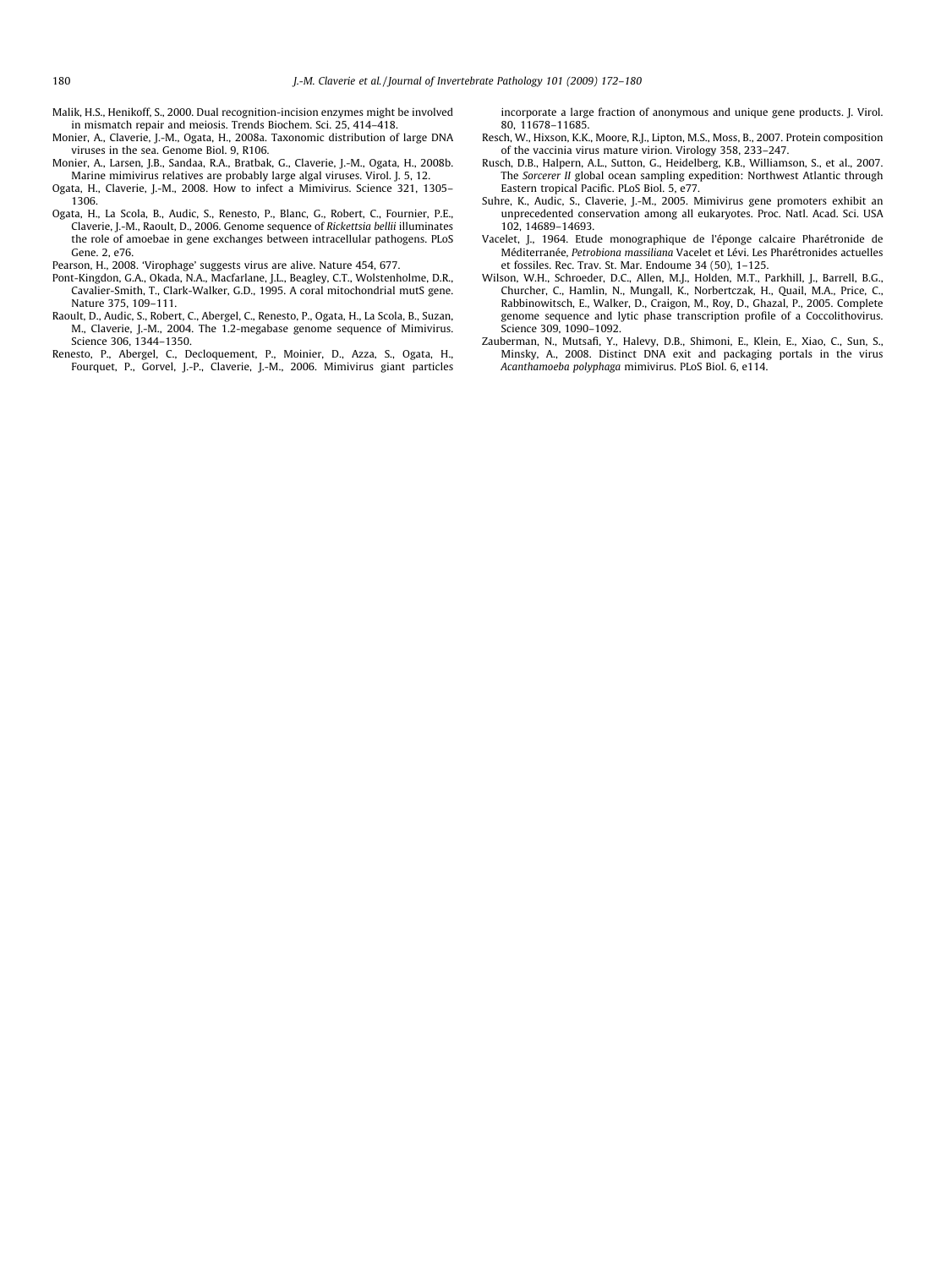Malik, H.S., Henikoff, S., 2000. Dual recognition-incision enzymes might be involved in mismatch repair and meiosis. Trends Biochem. Sci. 25, 414–418.

Monier, A., Claverie, J.-M., Ogata, H., 2008a. Taxonomic distribution of large DNA viruses in the sea. Genome Biol. 9, R106.

Monier, A., Larsen, J.B., Sandaa, R.A., Bratbak, G., Claverie, J.-M., Ogata, H., 2008b. Marine mimivirus relatives are probably large algal viruses. Virol. J. 5, 12.

Ogata, H., Claverie, J.-M., 2008. How to infect a Mimivirus. Science 321, 1305–1306.

Ogata, H., La Scola, B., Audic, S., Renesto, P., Blanc, G., Robert, C., Fournier, P.E., Claverie, J.-M., Raoult, D., 2006. Genome sequence of *Rickettsia bellii* illuminates the role of amoebae in gene exchanges between intracellular pathogens. PLoS Gene. 2, e76.

Pearson, H., 2008. 'Virophage' suggests virus are alive. Nature 454, 677.

Pont-Kingdon, G.A., Okada, N.A., Macfarlane, J.L., Beagley, C.T., Wolstenholme, D.R., Cavalier-Smith, T., Clark-Walker, G.D., 1995. A coral mitochondrial mutS gene. Nature 375, 109–111.

Raoult, D., Audic, S., Robert, C., Abergel, C., Renesto, P., Ogata, H., La Scola, B., Suzan, M., Claverie, J.-M., 2004. The 1.2-megabase genome sequence of Mimivirus. Science 306, 1344–1350.

Renesto, P., Abergel, C., Decloquement, P., Moinier, D., Azza, S., Ogata, H., Fourquet, P., Gorvel, J.-P., Claverie, J.-M., 2006. Mimivirus giant particles incorporate a large fraction of anonymous and unique gene products. J. Virol. 80, 11678–11685.

Resch, W., Hixson, K.K., Moore, R.J., Lipton, M.S., Moss, B., 2007. Protein composition of the vaccinia virus mature virion. Virology 358, 233–247.

Rusch, D.B., Halpern, A.L., Sutton, G., Heidelberg, K.B., Williamson, S., et al., 2007. The *Sorcerer II* global ocean sampling expedition: Northwest Atlantic through Eastern tropical Pacific. PLoS Biol. 5, e77.

Suhre, K., Audic, S., Claverie, J.-M., 2005. Mimivirus gene promoters exhibit an unprecedented conservation among all eukaryotes. Proc. Natl. Acad. Sci. USA 102, 14689–14693.

Vacelet, J., 1964. Etude monographique de l'éponge calcaire Pharétronide de Méditerranée, *Petrobiona massiliana* Vacelet et Lévi. Les Pharétronides actuelles et fossiles. Rec. Trav. St. Mar. Endoume 34 (50), 1–125.

Wilson, W.H., Schroeder, D.C., Allen, M.J., Holden, M.T., Parkhill, J., Barrell, B.G., Churcher, C., Hamlin, N., Mungall, K., Norbertczak, H., Quail, M.A., Price, C., Rabbinowitsch, E., Walker, D., Craigon, M., Roy, D., Ghazal, P., 2005. Complete genome sequence and lytic phase transcription profile of a Coccolithovirus. Science 309, 1090–1092.

Zauberman, N., Mutsafi, Y., Halevy, D.B., Shimoni, E., Klein, E., Xiao, C., Sun, S., Minsky, A., 2008. Distinct DNA exit and packaging portals in the virus *Acanthamoeba polyphaga* mimivirus. PLoS Biol. 6, e114.